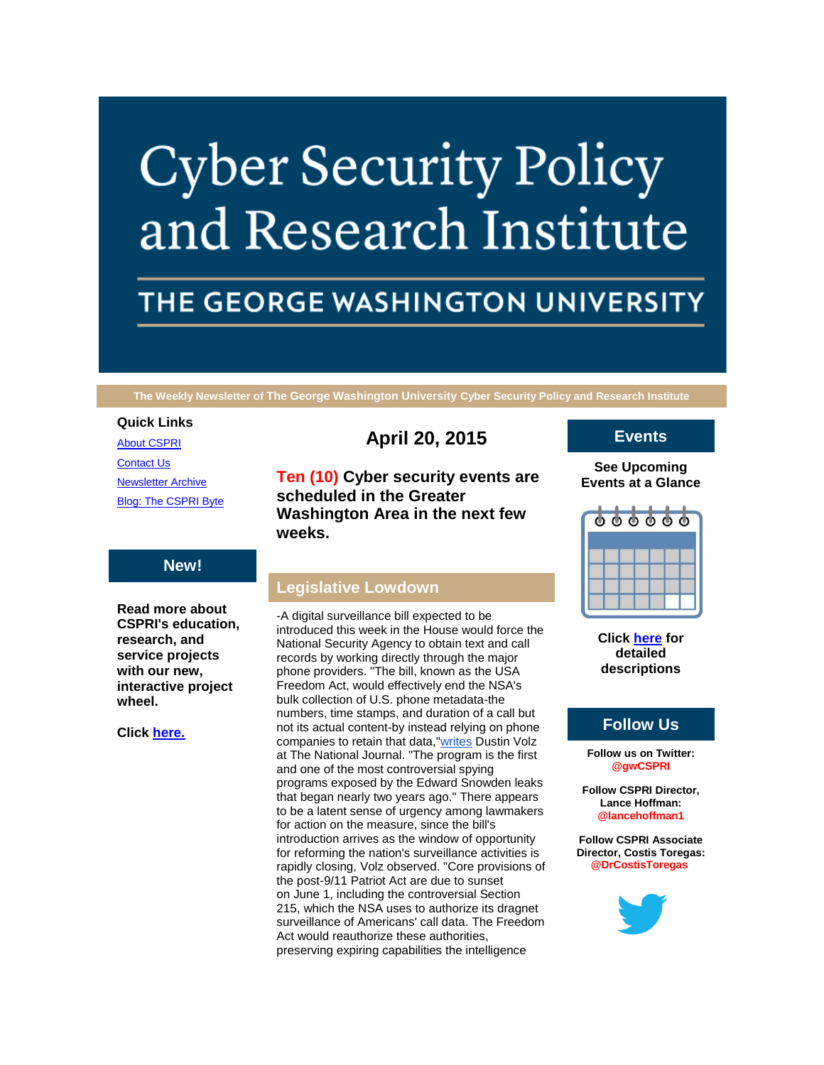# Cyber Security Policy and Research Institute

## THE GEORGE WASHINGTON UNIVERSITY

**The Weekly Newsletter of The George Washington University Cyber Security Policy and Research Institute**

**Quick Links**

[About CSPRI](#)

[Contact Us](#)

[Newsletter Archive](#)

[Blog: The CSPRI Byte](#)

## New!

**Read more about CSPRI's education, research, and service projects with our new, interactive project wheel.**

**Click [here.](#)**

## April 20, 2015

**Ten (10) Cyber security events are scheduled in the Greater Washington Area in the next few weeks.**

## Legislative Lowdown

-A digital surveillance bill expected to be introduced this week in the House would force the National Security Agency to obtain text and call records by working directly through the major phone providers. "The bill, known as the USA Freedom Act, would effectively end the NSA's bulk collection of U.S. phone metadata-the numbers, time stamps, and duration of a call but not its actual content-by instead relying on phone companies to retain that data,"[writes](#) Dustin Volz at The National Journal. "The program is the first and one of the most controversial spying programs exposed by the Edward Snowden leaks that began nearly two years ago." There appears to be a latent sense of urgency among lawmakers for action on the measure, since the bill's introduction arrives as the window of opportunity for reforming the nation's surveillance activities is rapidly closing, Volz observed. "Core provisions of the post-9/11 Patriot Act are due to sunset on June 1, including the controversial Section 215, which the NSA uses to authorize its dragnet surveillance of Americans' call data. The Freedom Act would reauthorize these authorities, preserving expiring capabilities the intelligence

## Events

**See Upcoming Events at a Glance**

**Click [here](#) for detailed descriptions**

## Follow Us

**Follow us on Twitter: @gwCSPRI**

**Follow CSPRI Director, Lance Hoffman: @lancehoffman1**

**Follow CSPRI Associate Director, Costis Toregas: @DrCostisToregas**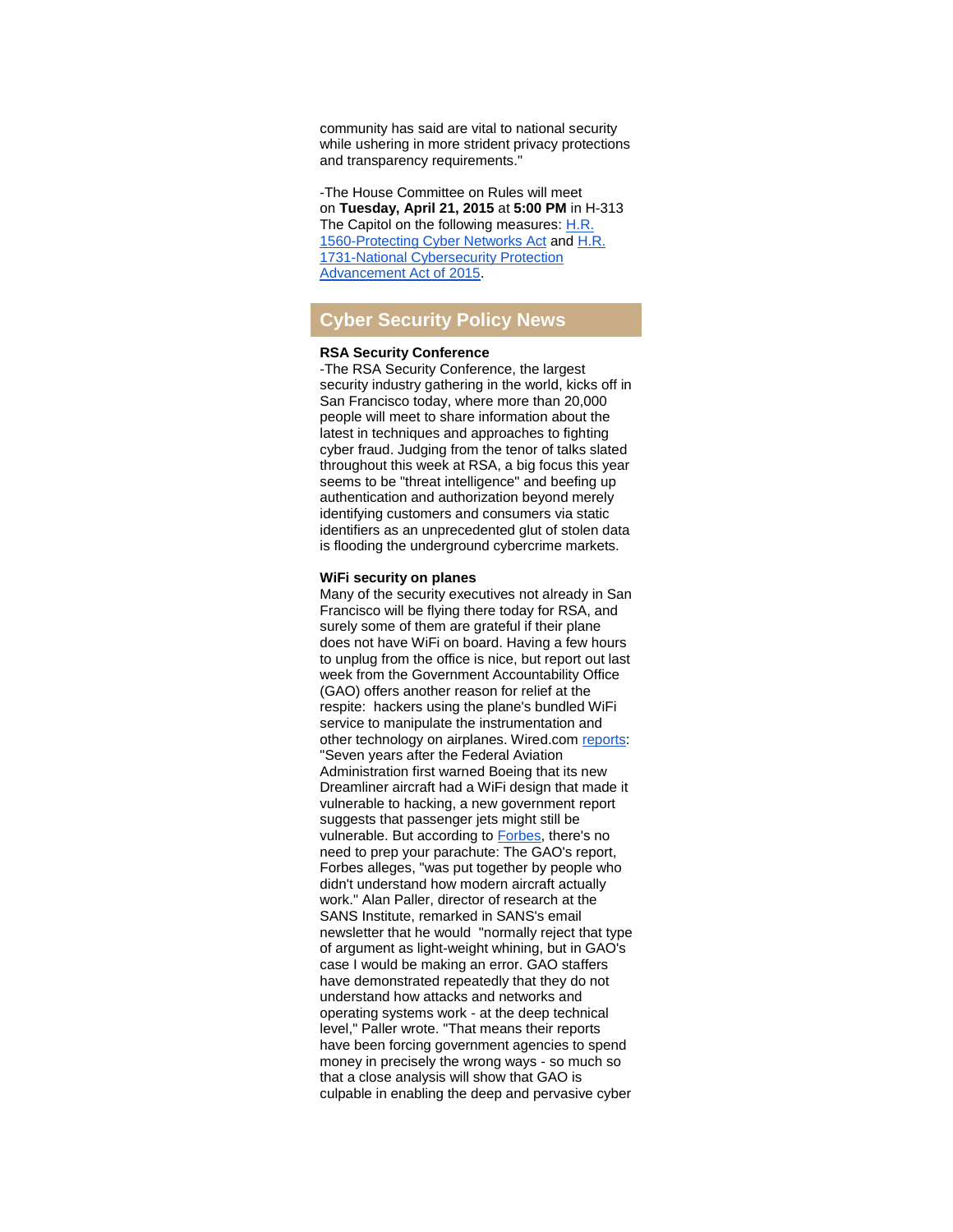community has said are vital to national security while ushering in more strident privacy protections and transparency requirements."

-The House Committee on Rules will meet on **Tuesday, April 21, 2015** at **5:00 PM** in H-313 The Capitol on the following measures: H.R. 1560-Protecting Cyber Networks Act and H.R. 1731-National Cybersecurity Protection Advancement Act of 2015.

## Cyber Security Policy News

**RSA Security Conference**

-The RSA Security Conference, the largest security industry gathering in the world, kicks off in San Francisco today, where more than 20,000 people will meet to share information about the latest in techniques and approaches to fighting cyber fraud. Judging from the tenor of talks slated throughout this week at RSA, a big focus this year seems to be "threat intelligence" and beefing up authentication and authorization beyond merely identifying customers and consumers via static identifiers as an unprecedented glut of stolen data is flooding the underground cybercrime markets.

**WiFi security on planes**

Many of the security executives not already in San Francisco will be flying there today for RSA, and surely some of them are grateful if their plane does not have WiFi on board. Having a few hours to unplug from the office is nice, but report out last week from the Government Accountability Office (GAO) offers another reason for relief at the respite: hackers using the plane's bundled WiFi service to manipulate the instrumentation and other technology on airplanes. Wired.com reports: "Seven years after the Federal Aviation Administration first warned Boeing that its new Dreamliner aircraft had a WiFi design that made it vulnerable to hacking, a new government report suggests that passenger jets might still be vulnerable. But according to Forbes, there's no need to prep your parachute: The GAO's report, Forbes alleges, "was put together by people who didn't understand how modern aircraft actually work." Alan Paller, director of research at the SANS Institute, remarked in SANS's email newsletter that he would "normally reject that type of argument as light-weight whining, but in GAO's case I would be making an error. GAO staffers have demonstrated repeatedly that they do not understand how attacks and networks and operating systems work - at the deep technical level," Paller wrote. "That means their reports have been forcing government agencies to spend money in precisely the wrong ways - so much so that a close analysis will show that GAO is culpable in enabling the deep and pervasive cyber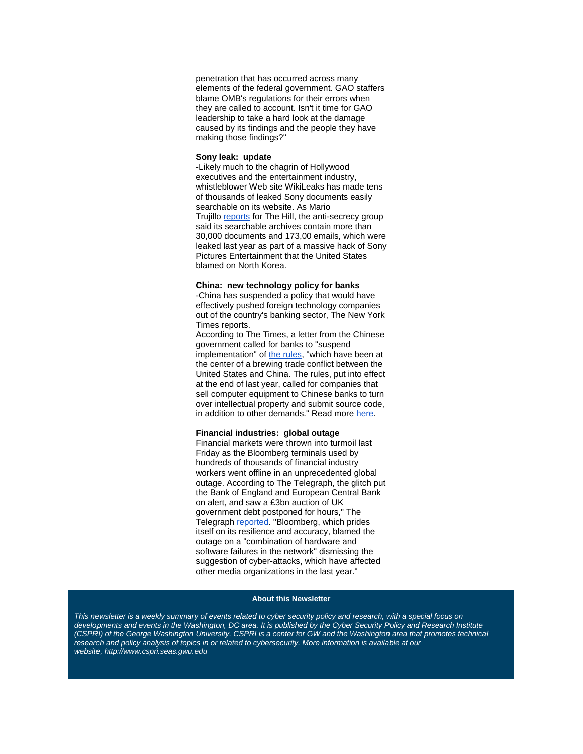penetration that has occurred across many elements of the federal government. GAO staffers blame OMB's regulations for their errors when they are called to account. Isn't it time for GAO leadership to take a hard look at the damage caused by its findings and the people they have making those findings?"

**Sony leak: update**

-Likely much to the chagrin of Hollywood executives and the entertainment industry, whistleblower Web site WikiLeaks has made tens of thousands of leaked Sony documents easily searchable on its website. As Mario Trujillo [reports](#) for The Hill, the anti-secrecy group said its searchable archives contain more than 30,000 documents and 173,00 emails, which were leaked last year as part of a massive hack of Sony Pictures Entertainment that the United States blamed on North Korea.

**China: new technology policy for banks**

-China has suspended a policy that would have effectively pushed foreign technology companies out of the country's banking sector, The New York Times reports.

According to The Times, a letter from the Chinese government called for banks to "suspend implementation" of [the rules](#), "which have been at the center of a brewing trade conflict between the United States and China. The rules, put into effect at the end of last year, called for companies that sell computer equipment to Chinese banks to turn over intellectual property and submit source code, in addition to other demands." Read more [here](#).

**Financial industries: global outage**

Financial markets were thrown into turmoil last Friday as the Bloomberg terminals used by hundreds of thousands of financial industry workers went offline in an unprecedented global outage. According to The Telegraph, the glitch put the Bank of England and European Central Bank on alert, and saw a £3bn auction of UK government debt postponed for hours," The Telegraph [reported](#). "Bloomberg, which prides itself on its resilience and accuracy, blamed the outage on a "combination of hardware and software failures in the network" dismissing the suggestion of cyber-attacks, which have affected other media organizations in the last year."

**About this Newsletter**

*This newsletter is a weekly summary of events related to cyber security policy and research, with a special focus on developments and events in the Washington, DC area. It is published by the Cyber Security Policy and Research Institute (CSPRI) of the George Washington University. CSPRI is a center for GW and the Washington area that promotes technical research and policy analysis of topics in or related to cybersecurity. More information is available at our website, [http://www.cspri.seas.gwu.edu](http://www.cspri.seas.gwu.edu)*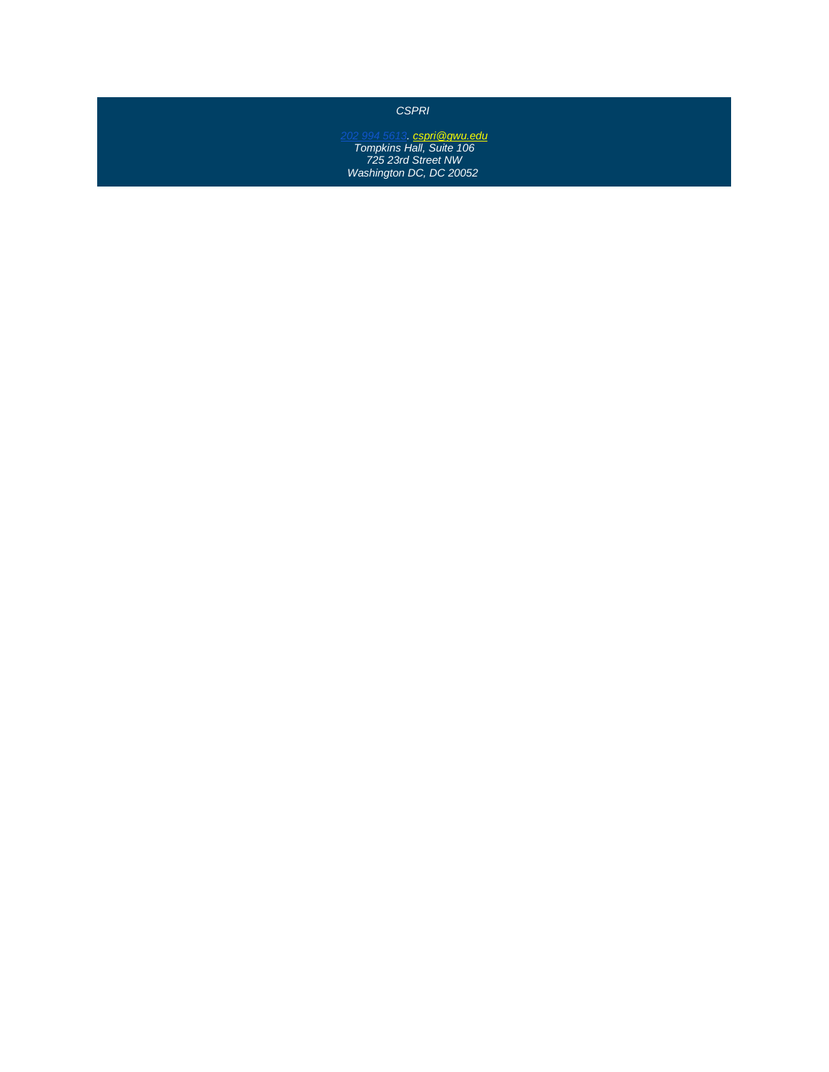*CSPRI*

*202 994 5613*, *cspri@gwu.edu*
*Tompkins Hall, Suite 106*
*725 23rd Street NW*
*Washington DC, DC 20052*